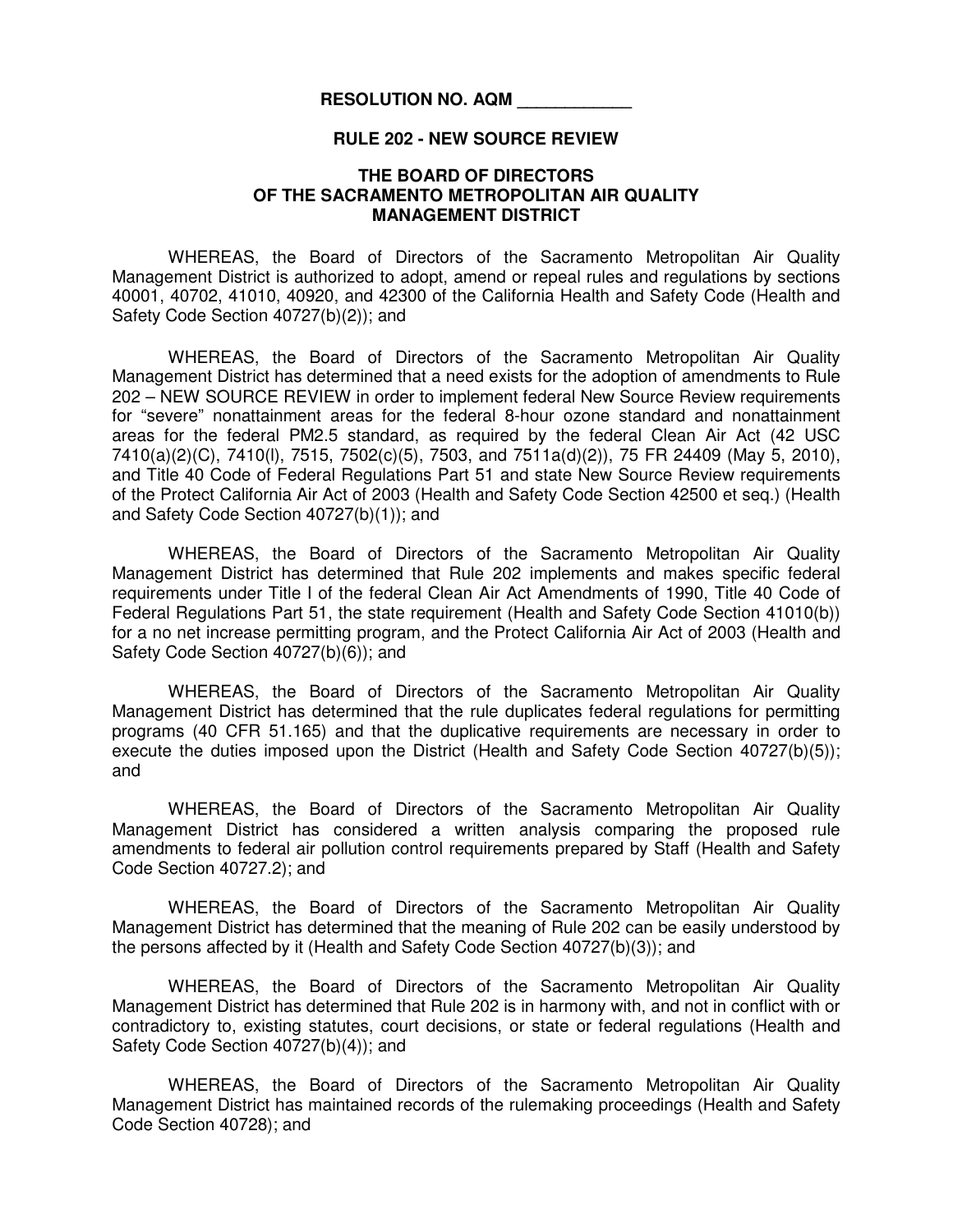**RESOLUTION NO. AQM ____________**

**RULE 202 - NEW SOURCE REVIEW**

**THE BOARD OF DIRECTORS OF THE SACRAMENTO METROPOLITAN AIR QUALITY MANAGEMENT DISTRICT**

WHEREAS, the Board of Directors of the Sacramento Metropolitan Air Quality Management District is authorized to adopt, amend or repeal rules and regulations by sections 40001, 40702, 41010, 40920, and 42300 of the California Health and Safety Code (Health and Safety Code Section 40727(b)(2)); and

WHEREAS, the Board of Directors of the Sacramento Metropolitan Air Quality Management District has determined that a need exists for the adoption of amendments to Rule 202 – NEW SOURCE REVIEW in order to implement federal New Source Review requirements for "severe" nonattainment areas for the federal 8-hour ozone standard and nonattainment areas for the federal PM2.5 standard, as required by the federal Clean Air Act (42 USC 7410(a)(2)(C), 7410(l), 7515, 7502(c)(5), 7503, and 7511a(d)(2)), 75 FR 24409 (May 5, 2010), and Title 40 Code of Federal Regulations Part 51 and state New Source Review requirements of the Protect California Air Act of 2003 (Health and Safety Code Section 42500 et seq.) (Health and Safety Code Section 40727(b)(1)); and

WHEREAS, the Board of Directors of the Sacramento Metropolitan Air Quality Management District has determined that Rule 202 implements and makes specific federal requirements under Title I of the federal Clean Air Act Amendments of 1990, Title 40 Code of Federal Regulations Part 51, the state requirement (Health and Safety Code Section 41010(b)) for a no net increase permitting program, and the Protect California Air Act of 2003 (Health and Safety Code Section 40727(b)(6)); and

WHEREAS, the Board of Directors of the Sacramento Metropolitan Air Quality Management District has determined that the rule duplicates federal regulations for permitting programs (40 CFR 51.165) and that the duplicative requirements are necessary in order to execute the duties imposed upon the District (Health and Safety Code Section 40727(b)(5)); and

WHEREAS, the Board of Directors of the Sacramento Metropolitan Air Quality Management District has considered a written analysis comparing the proposed rule amendments to federal air pollution control requirements prepared by Staff (Health and Safety Code Section 40727.2); and

WHEREAS, the Board of Directors of the Sacramento Metropolitan Air Quality Management District has determined that the meaning of Rule 202 can be easily understood by the persons affected by it (Health and Safety Code Section 40727(b)(3)); and

WHEREAS, the Board of Directors of the Sacramento Metropolitan Air Quality Management District has determined that Rule 202 is in harmony with, and not in conflict with or contradictory to, existing statutes, court decisions, or state or federal regulations (Health and Safety Code Section 40727(b)(4)); and

WHEREAS, the Board of Directors of the Sacramento Metropolitan Air Quality Management District has maintained records of the rulemaking proceedings (Health and Safety Code Section 40728); and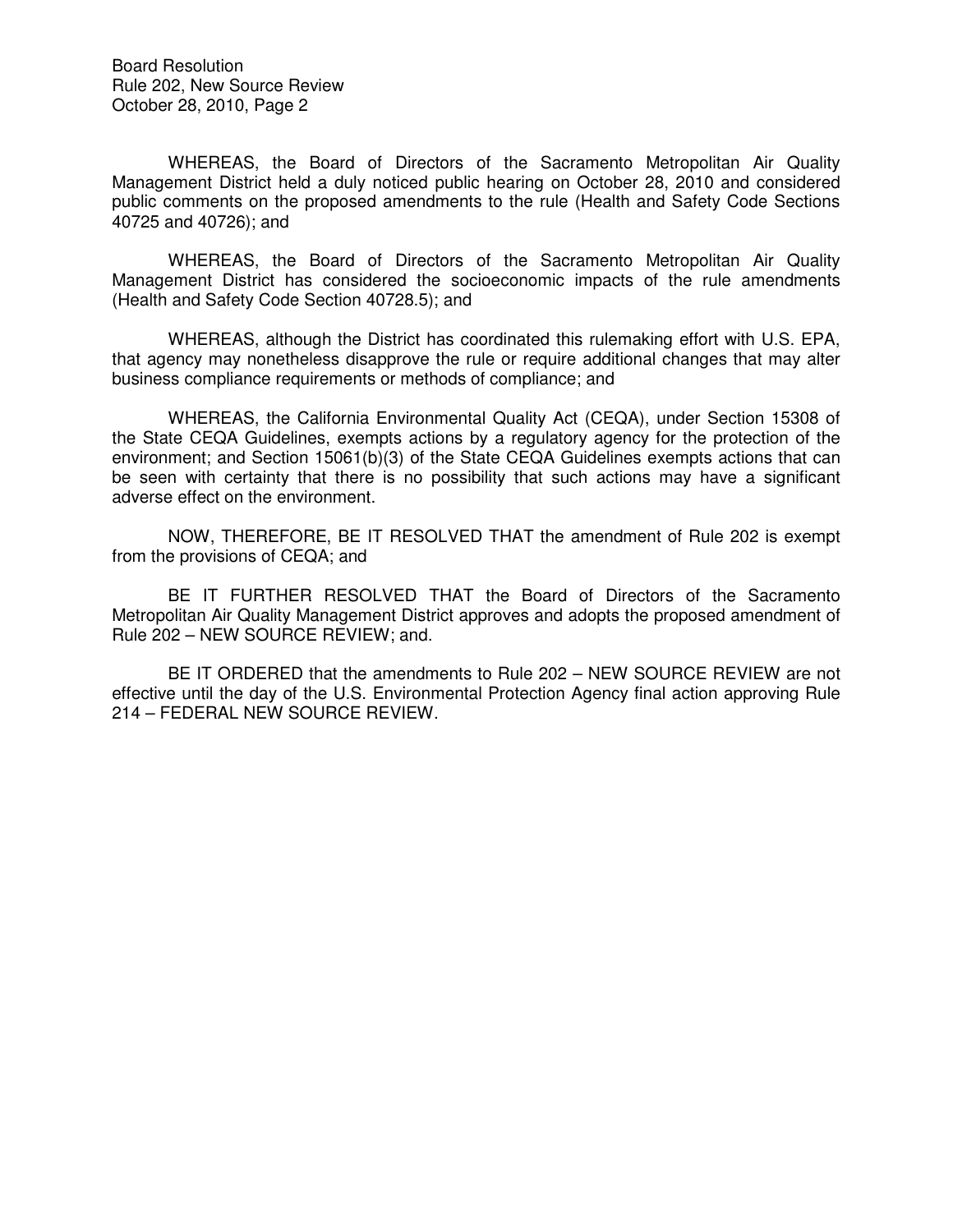WHEREAS, the Board of Directors of the Sacramento Metropolitan Air Quality Management District held a duly noticed public hearing on October 28, 2010 and considered public comments on the proposed amendments to the rule (Health and Safety Code Sections 40725 and 40726); and

WHEREAS, the Board of Directors of the Sacramento Metropolitan Air Quality Management District has considered the socioeconomic impacts of the rule amendments (Health and Safety Code Section 40728.5); and

WHEREAS, although the District has coordinated this rulemaking effort with U.S. EPA, that agency may nonetheless disapprove the rule or require additional changes that may alter business compliance requirements or methods of compliance; and

WHEREAS, the California Environmental Quality Act (CEQA), under Section 15308 of the State CEQA Guidelines, exempts actions by a regulatory agency for the protection of the environment; and Section 15061(b)(3) of the State CEQA Guidelines exempts actions that can be seen with certainty that there is no possibility that such actions may have a significant adverse effect on the environment.

NOW, THEREFORE, BE IT RESOLVED THAT the amendment of Rule 202 is exempt from the provisions of CEQA; and

BE IT FURTHER RESOLVED THAT the Board of Directors of the Sacramento Metropolitan Air Quality Management District approves and adopts the proposed amendment of Rule 202 – NEW SOURCE REVIEW; and.

BE IT ORDERED that the amendments to Rule 202 – NEW SOURCE REVIEW are not effective until the day of the U.S. Environmental Protection Agency final action approving Rule 214 – FEDERAL NEW SOURCE REVIEW.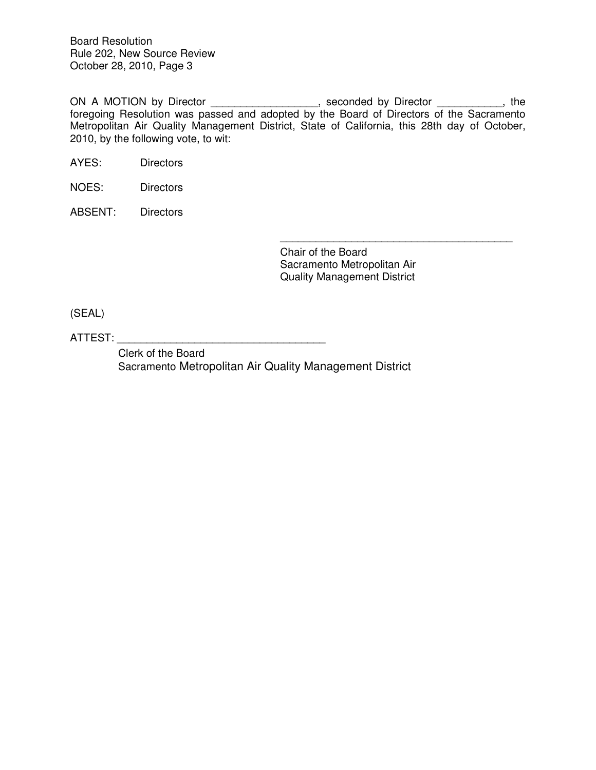ON A MOTION by Director __________________, seconded by Director ___________, the foregoing Resolution was passed and adopted by the Board of Directors of the Sacramento Metropolitan Air Quality Management District, State of California, this 28th day of October, 2010, by the following vote, to wit:

AYES: Directors

NOES: Directors

ABSENT: Directors

_________________________________________
Chair of the Board
Sacramento Metropolitan Air
Quality Management District

(SEAL)

ATTEST: ____________________________________
Clerk of the Board
Sacramento Metropolitan Air Quality Management District